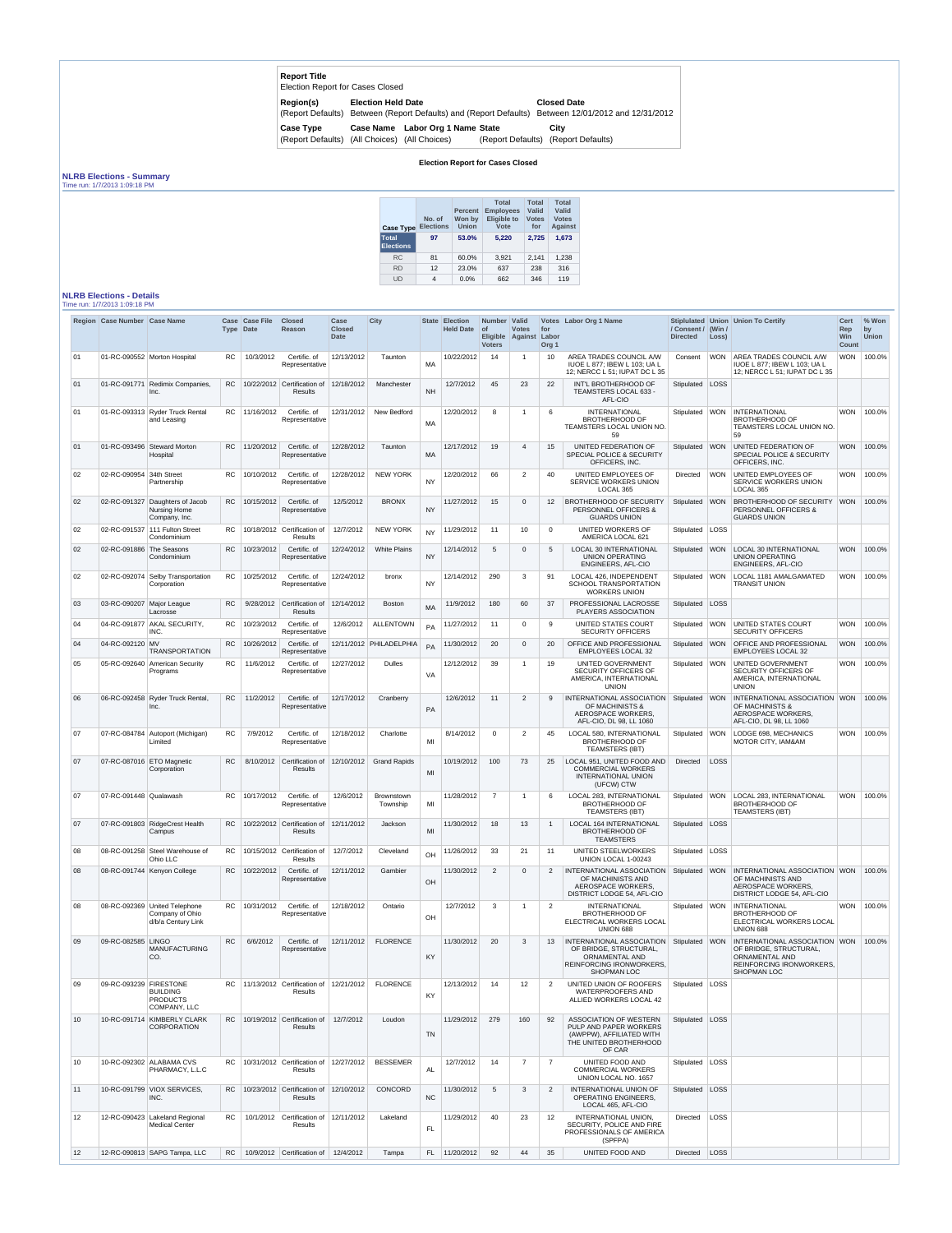| Report Title | | |
|---|---|---|
| Election Report for Cases Closed | | |
| **Region(s)** | **Election Held Date** | **Closed Date** |
| (Report Defaults) | Between (Report Defaults) and (Report Defaults) | Between 12/01/2012 and 12/31/2012 |
| **Case Type** / **Case Name** / **Labor Org 1 Name** | **State** | **City** |
| (Report Defaults) (All Choices) (All Choices) | (Report Defaults) | (Report Defaults) |

**Election Report for Cases Closed**

## NLRB Elections - Summary

Time run: 1/7/2013 1:09:18 PM

| Case Type | No. of Elections | Percent Won by Union | Total Employees Eligible to Vote | Total Valid Votes for | Total Valid Votes Against |
|---|---|---|---|---|---|
| **Total Elections** | **97** | **53.0%** | **5,220** | **2,725** | **1,673** |
| RC | 81 | 60.0% | 3,921 | 2,141 | 1,238 |
| RD | 12 | 23.0% | 637 | 238 | 316 |
| UD | 4 | 0.0% | 662 | 346 | 119 |

## NLRB Elections - Details

Time run: 1/7/2013 1:09:18 PM

| Region | Case Number | Case Name | Case Type | Case File Date | Closed Reason | Case Closed Date | City | State | Election Held Date | Number of Eligible Voters | Valid Votes Against | Votes for Labor Org 1 | Labor Org 1 Name | Stiplulated / Consent / Directed | Union (Win / Loss) | Union To Certify | Cert Rep Win Count | % Won by Union |
|---|---|---|---|---|---|---|---|---|---|---|---|---|---|---|---|---|---|---|
| 01 | 01-RC-090552 | Morton Hospital | RC | 10/3/2012 | Certific. of Representative | 12/13/2012 | Taunton | MA | 10/22/2012 | 14 | 1 | 10 | AREA TRADES COUNCIL A/W IUOE L 877; IBEW L 103; UA L 12; NERCC L 51; IUPAT DC L 35 | Consent | WON | AREA TRADES COUNCIL A/W IUOE L 877; IBEW L 103; UA L 12; NERCC L 51; IUPAT DC L 35 | WON | 100.0% |
| 01 | 01-RC-091771 | Redimix Companies, Inc. | RC | 10/22/2012 | Certification of Results | 12/18/2012 | Manchester | NH | 12/7/2012 | 45 | 23 | 22 | INT'L BROTHERHOOD OF TEAMSTERS LOCAL 633 - AFL-CIO | Stipulated | LOSS | | | |
| 01 | 01-RC-093313 | Ryder Truck Rental and Leasing | RC | 11/16/2012 | Certific. of Representative | 12/31/2012 | New Bedford | MA | 12/20/2012 | 8 | 1 | 6 | INTERNATIONAL BROTHERHOOD OF TEAMSTERS LOCAL UNION NO. 59 | Stipulated | WON | INTERNATIONAL BROTHERHOOD OF TEAMSTERS LOCAL UNION NO. 59 | WON | 100.0% |
| 01 | 01-RC-093496 | Steward Morton Hospital | RC | 11/20/2012 | Certific. of Representative | 12/28/2012 | Taunton | MA | 12/17/2012 | 19 | 4 | 15 | UNITED FEDERATION OF SPECIAL POLICE & SECURITY OFFICERS, INC. | Stipulated | WON | UNITED FEDERATION OF SPECIAL POLICE & SECURITY OFFICERS, INC. | WON | 100.0% |
| 02 | 02-RC-090954 | 34th Street Partnership | RC | 10/10/2012 | Certific. of Representative | 12/28/2012 | NEW YORK | NY | 12/20/2012 | 66 | 2 | 40 | UNITED EMPLOYEES OF SERVICE WORKERS UNION LOCAL 365 | Directed | WON | UNITED EMPLOYEES OF SERVICE WORKERS UNION LOCAL 365 | WON | 100.0% |
| 02 | 02-RC-091327 | Daughters of Jacob Nursing Home Company, Inc. | RC | 10/15/2012 | Certific. of Representative | 12/5/2012 | BRONX | NY | 11/27/2012 | 15 | 0 | 12 | BROTHERHOOD OF SECURITY PERSONNEL OFFICERS & GUARDS UNION | Stipulated | WON | BROTHERHOOD OF SECURITY PERSONNEL OFFICERS & GUARDS UNION | WON | 100.0% |
| 02 | 02-RC-091537 | 111 Fulton Street Condominium | RC | 10/18/2012 | Certification of Results | 12/7/2012 | NEW YORK | NY | 11/29/2012 | 11 | 10 | 0 | UNITED WORKERS OF AMERICA LOCAL 621 | Stipulated | LOSS | | | |
| 02 | 02-RC-091886 | The Seasons Condominium | RC | 10/23/2012 | Certific. of Representative | 12/24/2012 | White Plains | NY | 12/14/2012 | 5 | 0 | 5 | LOCAL 30 INTERNATIONAL UNION OPERATING ENGINEERS, AFL-CIO | Stipulated | WON | LOCAL 30 INTERNATIONAL UNION OPERATING ENGINEERS, AFL-CIO | WON | 100.0% |
| 02 | 02-RC-092074 | Selby Transportation Corporation | RC | 10/25/2012 | Certific. of Representative | 12/24/2012 | bronx | NY | 12/14/2012 | 290 | 3 | 91 | LOCAL 426, INDEPENDENT SCHOOL TRANSPORTATION WORKERS UNION | Stipulated | WON | LOCAL 1181 AMALGAMATED TRANSIT UNION | WON | 100.0% |
| 03 | 03-RC-090207 | Major League Lacrosse | RC | 9/28/2012 | Certification of Results | 12/14/2012 | Boston | MA | 11/9/2012 | 180 | 60 | 37 | PROFESSIONAL LACROSSE PLAYERS ASSOCIATION | Stipulated | LOSS | | | |
| 04 | 04-RC-091877 | AKAL SECURITY, INC. | RC | 10/23/2012 | Certific. of Representative | 12/6/2012 | ALLENTOWN | PA | 11/27/2012 | 11 | 0 | 9 | UNITED STATES COURT SECURITY OFFICERS | Stipulated | WON | UNITED STATES COURT SECURITY OFFICERS | WON | 100.0% |
| 04 | 04-RC-092120 | MV TRANSPORTATION | RC | 10/26/2012 | Certific. of Representative | 12/11/2012 | PHILADELPHIA | PA | 11/30/2012 | 20 | 0 | 20 | OFFICE AND PROFESSIONAL EMPLOYEES LOCAL 32 | Stipulated | WON | OFFICE AND PROFESSIONAL EMPLOYEES LOCAL 32 | WON | 100.0% |
| 05 | 05-RC-092640 | American Security Programs | RC | 11/6/2012 | Certific. of Representative | 12/27/2012 | Dulles | VA | 12/12/2012 | 39 | 1 | 19 | UNITED GOVERNMENT SECURITY OFFICERS OF AMERICA, INTERNATIONAL UNION | Stipulated | WON | UNITED GOVERNMENT SECURITY OFFICERS OF AMERICA, INTERNATIONAL UNION | WON | 100.0% |
| 06 | 06-RC-092458 | Ryder Truck Rental, Inc. | RC | 11/2/2012 | Certific. of Representative | 12/17/2012 | Cranberry | PA | 12/6/2012 | 11 | 2 | 9 | INTERNATIONAL ASSOCIATION OF MACHINISTS & AEROSPACE WORKERS, AFL-CIO, DL 98, LL 1060 | Stipulated | WON | INTERNATIONAL ASSOCIATION OF MACHINISTS & AEROSPACE WORKERS, AFL-CIO, DL 98, LL 1060 | WON | 100.0% |
| 07 | 07-RC-084784 | Autoport (Michigan) Limited | RC | 7/9/2012 | Certific. of Representative | 12/18/2012 | Charlotte | MI | 8/14/2012 | 0 | 2 | 45 | LOCAL 580, INTERNATIONAL BROTHERHOOD OF TEAMSTERS (IBT) | Stipulated | WON | LODGE 698, MECHANICS MOTOR CITY, IAM&AM | WON | 100.0% |
| 07 | 07-RC-087016 | ETO Magnetic Corporation | RC | 8/10/2012 | Certification of Results | 12/10/2012 | Grand Rapids | MI | 10/19/2012 | 100 | 73 | 25 | LOCAL 951, UNITED FOOD AND COMMERCIAL WORKERS INTERNATIONAL UNION (UFCW) CTW | Directed | LOSS | | | |
| 07 | 07-RC-091448 | Qualawash | RC | 10/17/2012 | Certific. of Representative | 12/6/2012 | Brownstown Township | MI | 11/28/2012 | 7 | 1 | 6 | LOCAL 283, INTERNATIONAL BROTHERHOOD OF TEAMSTERS (IBT) | Stipulated | WON | LOCAL 283, INTERNATIONAL BROTHERHOOD OF TEAMSTERS (IBT) | WON | 100.0% |
| 07 | 07-RC-091803 | RidgeCrest Health Campus | RC | 10/22/2012 | Certification of Results | 12/11/2012 | Jackson | MI | 11/30/2012 | 18 | 13 | 1 | LOCAL 164 INTERNATIONAL BROTHERHOOD OF TEAMSTERS | Stipulated | LOSS | | | |
| 08 | 08-RC-091258 | Steel Warehouse of Ohio LLC | RC | 10/15/2012 | Certification of Results | 12/7/2012 | Cleveland | OH | 11/26/2012 | 33 | 21 | 11 | UNITED STEELWORKERS UNION LOCAL 1-00243 | Stipulated | LOSS | | | |
| 08 | 08-RC-091744 | Kenyon College | RC | 10/22/2012 | Certific. of Representative | 12/11/2012 | Gambier | OH | 11/30/2012 | 2 | 0 | 2 | INTERNATIONAL ASSOCIATION OF MACHINISTS AND AEROSPACE WORKERS, DISTRICT LODGE 54, AFL-CIO | Stipulated | WON | INTERNATIONAL ASSOCIATION OF MACHINISTS AND AEROSPACE WORKERS, DISTRICT LODGE 54, AFL-CIO | WON | 100.0% |
| 08 | 08-RC-092369 | United Telephone Company of Ohio d/b/a Century Link | RC | 10/31/2012 | Certific. of Representative | 12/18/2012 | Ontario | OH | 12/7/2012 | 3 | 1 | 2 | INTERNATIONAL BROTHERHOOD OF ELECTRICAL WORKERS LOCAL UNION 688 | Stipulated | WON | INTERNATIONAL BROTHERHOOD OF ELECTRICAL WORKERS LOCAL UNION 688 | WON | 100.0% |
| 09 | 09-RC-082585 | LINGO MANUFACTURING CO. | RC | 6/6/2012 | Certific. of Representative | 12/11/2012 | FLORENCE | KY | 11/30/2012 | 20 | 3 | 13 | INTERNATIONAL ASSOCIATION OF BRIDGE, STRUCTURAL, ORNAMENTAL AND REINFORCING IRONWORKERS, SHOPMAN LOC | Stipulated | WON | INTERNATIONAL ASSOCIATION OF BRIDGE, STRUCTURAL, ORNAMENTAL AND REINFORCING IRONWORKERS, SHOPMAN LOC | WON | 100.0% |
| 09 | 09-RC-093239 | FIRESTONE BUILDING PRODUCTS COMPANY, LLC | RC | 11/13/2012 | Certification of Results | 12/21/2012 | FLORENCE | KY | 12/13/2012 | 14 | 12 | 2 | UNITED UNION OF ROOFERS WATERPROOFERS AND ALLIED WORKERS LOCAL 42 | Stipulated | LOSS | | | |
| 10 | 10-RC-091714 | KIMBERLY CLARK CORPORATION | RC | 10/19/2012 | Certification of Results | 12/7/2012 | Loudon | TN | 11/29/2012 | 279 | 160 | 92 | ASSOCIATION OF WESTERN PULP AND PAPER WORKERS (AWPPW), AFFILIATED WITH THE UNITED BROTHERHOOD OF CAR | Stipulated | LOSS | | | |
| 10 | 10-RC-092302 | ALABAMA CVS PHARMACY, L.L.C | RC | 10/31/2012 | Certification of Results | 12/27/2012 | BESSEMER | AL | 12/7/2012 | 14 | 7 | 7 | UNITED FOOD AND COMMERCIAL WORKERS UNION LOCAL NO. 1657 | Stipulated | LOSS | | | |
| 11 | 10-RC-091799 | VIOX SERVICES, INC. | RC | 10/23/2012 | Certification of Results | 12/10/2012 | CONCORD | NC | 11/30/2012 | 5 | 3 | 2 | INTERNATIONAL UNION OF OPERATING ENGINEERS, LOCAL 465, AFL-CIO | Stipulated | LOSS | | | |
| 12 | 12-RC-090423 | Lakeland Regional Medical Center | RC | 10/1/2012 | Certification of Results | 12/11/2012 | Lakeland | FL | 11/29/2012 | 40 | 23 | 12 | INTERNATIONAL UNION, SECURITY, POLICE AND FIRE PROFESSIONALS OF AMERICA (SPFPA) | Directed | LOSS | | | |
| 12 | 12-RC-090813 | SAPG Tampa, LLC | RC | 10/9/2012 | Certification of | 12/4/2012 | Tampa | FL | 11/20/2012 | 92 | 44 | 35 | UNITED FOOD AND | Directed | LOSS | | | |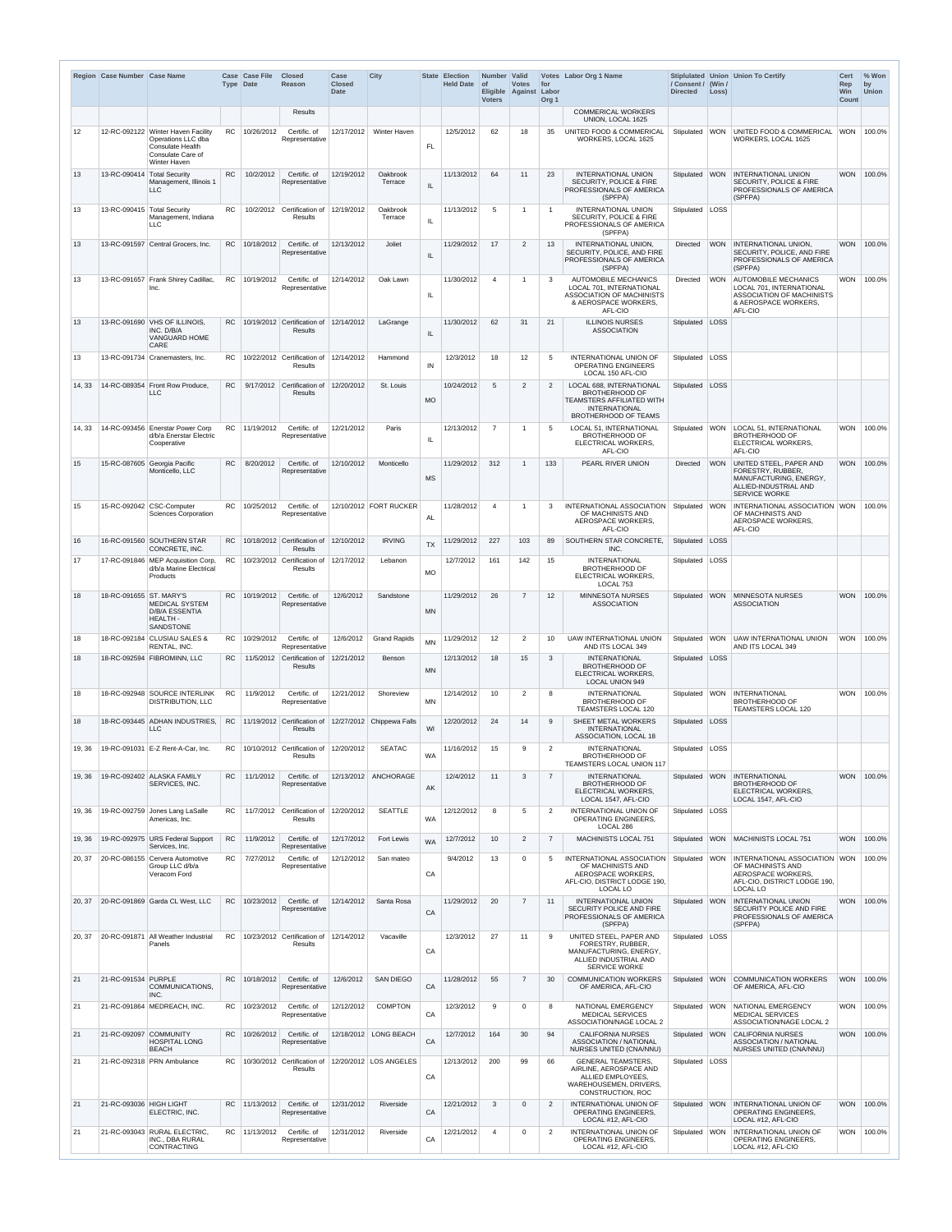| Region | Case Number | Case Name | Case Type | Case File Date | Closed Reason | Case Closed Date | City | State | Election Held Date | Number of Eligible Voters | Valid Votes Against | Votes for Labor Org 1 | Labor Org 1 Name | Stiplulated / Consent / Directed | Union (Win / Loss) | Union To Certify | Cert Rep Win Count | % Won by Union |
|---|---|---|---|---|---|---|---|---|---|---|---|---|---|---|---|---|---|---|
| | | | | | Results | | | | | | | | COMMERICAL WORKERS UNION, LOCAL 1625 | | | | | |
| 12 | 12-RC-092122 | Winter Haven Facility Operations LLC dba Consulate Health Consulate Care of Winter Haven | RC | 10/26/2012 | Certific. of Representative | 12/17/2012 | Winter Haven | FL | 12/5/2012 | 62 | 18 | 35 | UNITED FOOD & COMMERICAL WORKERS, LOCAL 1625 | Stipulated | WON | UNITED FOOD & COMMERICAL WORKERS, LOCAL 1625 | WON | 100.0% |
| 13 | 13-RC-090414 | Total Security Management, Illinois 1 LLC | RC | 10/2/2012 | Certific. of Representative | 12/19/2012 | Oakbrook Terrace | IL | 11/13/2012 | 64 | 11 | 23 | INTERNATIONAL UNION SECURITY, POLICE & FIRE PROFESSIONALS OF AMERICA (SPFPA) | Stipulated | WON | INTERNATIONAL UNION SECURITY, POLICE & FIRE PROFESSIONALS OF AMERICA (SPFPA) | WON | 100.0% |
| 13 | 13-RC-090415 | Total Security Management, Indiana LLC | RC | 10/2/2012 | Certification of Results | 12/19/2012 | Oakbrook Terrace | IL | 11/13/2012 | 5 | 1 | 1 | INTERNATIONAL UNION SECURITY, POLICE & FIRE PROFESSIONALS OF AMERICA (SPFPA) | Stipulated | LOSS | | | |
| 13 | 13-RC-091597 | Central Grocers, Inc. | RC | 10/18/2012 | Certific. of Representative | 12/13/2012 | Joliet | IL | 11/29/2012 | 17 | 2 | 13 | INTERNATIONAL UNION, SECURITY, POLICE, AND FIRE PROFESSIONALS OF AMERICA (SPFPA) | Directed | WON | INTERNATIONAL UNION, SECURITY, POLICE, AND FIRE PROFESSIONALS OF AMERICA (SPFPA) | WON | 100.0% |
| 13 | 13-RC-091657 | Frank Shirey Cadillac, Inc. | RC | 10/19/2012 | Certific. of Representative | 12/14/2012 | Oak Lawn | IL | 11/30/2012 | 4 | 1 | 3 | AUTOMOBILE MECHANICS LOCAL 701, INTERNATIONAL ASSOCIATION OF MACHINISTS & AEROSPACE WORKERS, AFL-CIO | Directed | WON | AUTOMOBILE MECHANICS LOCAL 701, INTERNATIONAL ASSOCIATION OF MACHINISTS & AEROSPACE WORKERS, AFL-CIO | WON | 100.0% |
| 13 | 13-RC-091690 | VHS OF ILLINOIS, INC. D/B/A VANGUARD HOME CARE | RC | 10/19/2012 | Certification of Results | 12/14/2012 | LaGrange | IL | 11/30/2012 | 62 | 31 | 21 | ILLINOIS NURSES ASSOCIATION | Stipulated | LOSS | | | |
| 13 | 13-RC-091734 | Cranemasters, Inc. | RC | 10/22/2012 | Certification of Results | 12/14/2012 | Hammond | IN | 12/3/2012 | 18 | 12 | 5 | INTERNATIONAL UNION OF OPERATING ENGINEERS LOCAL 150 AFL-CIO | Stipulated | LOSS | | | |
| 14, 33 | 14-RC-089354 | Front Row Produce, LLC | RC | 9/17/2012 | Certification of Results | 12/20/2012 | St. Louis | MO | 10/24/2012 | 5 | 2 | 2 | LOCAL 688, INTERNATIONAL BROTHERHOOD OF TEAMSTERS AFFILIATED WITH INTERNATIONAL BROTHERHOOD OF TEAMS | Stipulated | LOSS | | | |
| 14, 33 | 14-RC-093456 | Enerstar Power Corp d/b/a Enerstar Electric Cooperative | RC | 11/19/2012 | Certific. of Representative | 12/21/2012 | Paris | IL | 12/13/2012 | 7 | 1 | 5 | LOCAL 51, INTERNATIONAL BROTHERHOOD OF ELECTRICAL WORKERS, AFL-CIO | Stipulated | WON | LOCAL 51, INTERNATIONAL BROTHERHOOD OF ELECTRICAL WORKERS, AFL-CIO | WON | 100.0% |
| 15 | 15-RC-087605 | Georgia Pacific Monticello, LLC | RC | 8/20/2012 | Certific. of Representative | 12/10/2012 | Monticello | MS | 11/29/2012 | 312 | 1 | 133 | PEARL RIVER UNION | Directed | WON | UNITED STEEL, PAPER AND FORESTRY, RUBBER, MANUFACTURING, ENERGY, ALLIED-INDUSTRIAL AND SERVICE WORKE | WON | 100.0% |
| 15 | 15-RC-092042 | CSC-Computer Sciences Corporation | RC | 10/25/2012 | Certific. of Representative | 12/10/2012 | FORT RUCKER | AL | 11/28/2012 | 4 | 1 | 3 | INTERNATIONAL ASSOCIATION OF MACHINISTS AND AEROSPACE WORKERS, AFL-CIO | Stipulated | WON | INTERNATIONAL ASSOCIATION OF MACHINISTS AND AEROSPACE WORKERS, AFL-CIO | WON | 100.0% |
| 16 | 16-RC-091560 | SOUTHERN STAR CONCRETE, INC. | RC | 10/18/2012 | Certification of Results | 12/10/2012 | IRVING | TX | 11/29/2012 | 227 | 103 | 89 | SOUTHERN STAR CONCRETE, INC. | Stipulated | LOSS | | | |
| 17 | 17-RC-091846 | MEP Acquisition Corp, d/b/a Marine Electrical Products | RC | 10/23/2012 | Certification of Results | 12/17/2012 | Lebanon | MO | 12/7/2012 | 161 | 142 | 15 | INTERNATIONAL BROTHERHOOD OF ELECTRICAL WORKERS, LOCAL 753 | Stipulated | LOSS | | | |
| 18 | 18-RC-091655 | ST. MARY'S MEDICAL SYSTEM D/B/A ESSENTIA HEALTH - SANDSTONE | RC | 10/19/2012 | Certific. of Representative | 12/6/2012 | Sandstone | MN | 11/29/2012 | 26 | 7 | 12 | MINNESOTA NURSES ASSOCIATION | Stipulated | WON | MINNESOTA NURSES ASSOCIATION | WON | 100.0% |
| 18 | 18-RC-092184 | CLUSIAU SALES & RENTAL, INC. | RC | 10/29/2012 | Certific. of Representative | 12/6/2012 | Grand Rapids | MN | 11/29/2012 | 12 | 2 | 10 | UAW INTERNATIONAL UNION AND ITS LOCAL 349 | Stipulated | WON | UAW INTERNATIONAL UNION AND ITS LOCAL 349 | WON | 100.0% |
| 18 | 18-RC-092594 | FIBROMINN, LLC | RC | 11/5/2012 | Certification of Results | 12/21/2012 | Benson | MN | 12/13/2012 | 18 | 15 | 3 | INTERNATIONAL BROTHERHOOD OF ELECTRICAL WORKERS, LOCAL UNION 949 | Stipulated | LOSS | | | |
| 18 | 18-RC-092948 | SOURCE INTERLINK DISTRIBUTION, LLC | RC | 11/9/2012 | Certific. of Representative | 12/21/2012 | Shoreview | MN | 12/14/2012 | 10 | 2 | 8 | INTERNATIONAL BROTHERHOOD OF TEAMSTERS LOCAL 120 | Stipulated | WON | INTERNATIONAL BROTHERHOOD OF TEAMSTERS LOCAL 120 | WON | 100.0% |
| 18 | 18-RC-093445 | ADHAN INDUSTRIES, LLC | RC | 11/19/2012 | Certification of Results | 12/27/2012 | Chippewa Falls | WI | 12/20/2012 | 24 | 14 | 9 | SHEET METAL WORKERS INTERNATIONAL ASSOCIATION, LOCAL 18 | Stipulated | LOSS | | | |
| 19, 36 | 19-RC-091031 | E-Z Rent-A-Car, Inc. | RC | 10/10/2012 | Certification of Results | 12/20/2012 | SEATAC | WA | 11/16/2012 | 15 | 9 | 2 | INTERNATIONAL BROTHERHOOD OF TEAMSTERS LOCAL UNION 117 | Stipulated | LOSS | | | |
| 19, 36 | 19-RC-092402 | ALASKA FAMILY SERVICES, INC. | RC | 11/1/2012 | Certific. of Representative | 12/13/2012 | ANCHORAGE | AK | 12/4/2012 | 11 | 3 | 7 | INTERNATIONAL BROTHERHOOD OF ELECTRICAL WORKERS, LOCAL 1547, AFL-CIO | Stipulated | WON | INTERNATIONAL BROTHERHOOD OF ELECTRICAL WORKERS, LOCAL 1547, AFL-CIO | WON | 100.0% |
| 19, 36 | 19-RC-092759 | Jones Lang LaSalle Americas, Inc. | RC | 11/7/2012 | Certification of Results | 12/20/2012 | SEATTLE | WA | 12/12/2012 | 8 | 5 | 2 | INTERNATIONAL UNION OF OPERATING ENGINEERS, LOCAL 286 | Stipulated | LOSS | | | |
| 19, 36 | 19-RC-092975 | URS Federal Support Services, Inc. | RC | 11/9/2012 | Certific. of Representative | 12/17/2012 | Fort Lewis | WA | 12/7/2012 | 10 | 2 | 7 | MACHINISTS LOCAL 751 | Stipulated | WON | MACHINISTS LOCAL 751 | WON | 100.0% |
| 20, 37 | 20-RC-086155 | Cervera Automotive Group LLC d/b/a Veracom Ford | RC | 7/27/2012 | Certific. of Representative | 12/12/2012 | San mateo | CA | 9/4/2012 | 13 | 0 | 5 | INTERNATIONAL ASSOCIATION OF MACHINISTS AND AEROSPACE WORKERS, AFL-CIO, DISTRICT LODGE 190, LOCAL LO | Stipulated | WON | INTERNATIONAL ASSOCIATION OF MACHINISTS AND AEROSPACE WORKERS, AFL-CIO, DISTRICT LODGE 190, LOCAL LO | WON | 100.0% |
| 20, 37 | 20-RC-091869 | Garda CL West, LLC | RC | 10/23/2012 | Certific. of Representative | 12/14/2012 | Santa Rosa | CA | 11/29/2012 | 20 | 7 | 11 | INTERNATIONAL UNION SECURITY POLICE AND FIRE PROFESSIONALS OF AMERICA (SPFPA) | Stipulated | WON | INTERNATIONAL UNION SECURITY POLICE AND FIRE PROFESSIONALS OF AMERICA (SPFPA) | WON | 100.0% |
| 20, 37 | 20-RC-091871 | All Weather Industrial Panels | RC | 10/23/2012 | Certification of Results | 12/14/2012 | Vacaville | CA | 12/3/2012 | 27 | 11 | 9 | UNITED STEEL, PAPER AND FORESTRY, RUBBER, MANUFACTURING, ENERGY, ALLIED INDUSTRIAL AND SERVICE WORKE | Stipulated | LOSS | | | |
| 21 | 21-RC-091534 | PURPLE COMMUNICATIONS, INC. | RC | 10/18/2012 | Certific. of Representative | 12/6/2012 | SAN DIEGO | CA | 11/28/2012 | 55 | 7 | 30 | COMMUNICATION WORKERS OF AMERICA, AFL-CIO | Stipulated | WON | COMMUNICATION WORKERS OF AMERICA, AFL-CIO | WON | 100.0% |
| 21 | 21-RC-091864 | MEDREACH, INC. | RC | 10/23/2012 | Certific. of Representative | 12/12/2012 | COMPTON | CA | 12/3/2012 | 9 | 0 | 8 | NATIONAL EMERGENCY MEDICAL SERVICES ASSOCIATION/NAGE LOCAL 2 | Stipulated | WON | NATIONAL EMERGENCY MEDICAL SERVICES ASSOCIATION/NAGE LOCAL 2 | WON | 100.0% |
| 21 | 21-RC-092097 | COMMUNITY HOSPITAL LONG BEACH | RC | 10/26/2012 | Certific. of Representative | 12/18/2012 | LONG BEACH | CA | 12/7/2012 | 164 | 30 | 94 | CALIFORNIA NURSES ASSOCIATION / NATIONAL NURSES UNITED (CNA/NNU) | Stipulated | WON | CALIFORNIA NURSES ASSOCIATION / NATIONAL NURSES UNITED (CNA/NNU) | WON | 100.0% |
| 21 | 21-RC-092318 | PRN Ambulance | RC | 10/30/2012 | Certification of Results | 12/20/2012 | LOS ANGELES | CA | 12/13/2012 | 200 | 99 | 66 | GENERAL TEAMSTERS, AIRLINE, AEROSPACE AND ALLIED EMPLOYEES, WAREHOUSEMEN, DRIVERS, CONSTRUCTION, ROC | Stipulated | LOSS | | | |
| 21 | 21-RC-093036 | HIGH LIGHT ELECTRIC, INC. | RC | 11/13/2012 | Certific. of Representative | 12/31/2012 | Riverside | CA | 12/21/2012 | 3 | 0 | 2 | INTERNATIONAL UNION OF OPERATING ENGINEERS, LOCAL #12, AFL-CIO | Stipulated | WON | INTERNATIONAL UNION OF OPERATING ENGINEERS, LOCAL #12, AFL-CIO | WON | 100.0% |
| 21 | 21-RC-093043 | RURAL ELECTRIC, INC., DBA RURAL CONTRACTING | RC | 11/13/2012 | Certific. of Representative | 12/31/2012 | Riverside | CA | 12/21/2012 | 4 | 0 | 2 | INTERNATIONAL UNION OF OPERATING ENGINEERS, LOCAL #12, AFL-CIO | Stipulated | WON | INTERNATIONAL UNION OF OPERATING ENGINEERS, LOCAL #12, AFL-CIO | WON | 100.0% |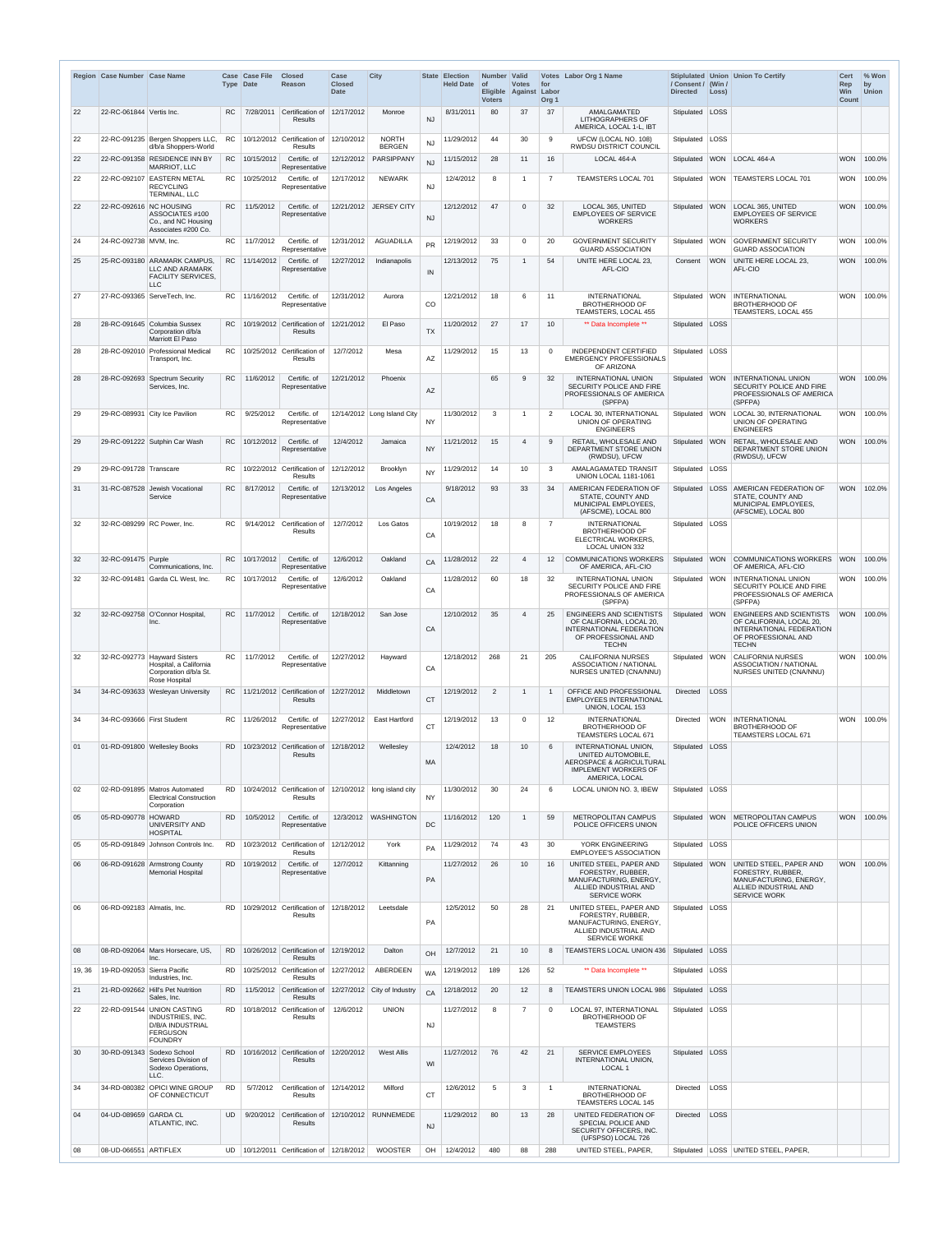| Region | Case Number | Case Name | Case Type | Case File Date | Closed Reason | Case Closed Date | City | State | Election Held Date | Number of Eligible Voters | Valid Votes Against | Votes for Labor Org 1 | Labor Org 1 Name | Stiplulated / Consent / Directed | Union (Win / Loss) | Union To Certify | Cert Rep Win Count | % Won by Union |
|---|---|---|---|---|---|---|---|---|---|---|---|---|---|---|---|---|---|---|
| 22 | 22-RC-061844 | Vertis Inc. | RC | 7/28/2011 | Certification of Results | 12/17/2012 | Monroe | NJ | 8/31/2011 | 80 | 37 | 37 | AMALGAMATED LITHOGRAPHERS OF AMERICA, LOCAL 1-L, IBT | Stipulated | LOSS | | | |
| 22 | 22-RC-091235 | Bergen Shoppers LLC, d/b/a Shoppers-World | RC | 10/12/2012 | Certification of Results | 12/10/2012 | NORTH BERGEN | NJ | 11/29/2012 | 44 | 30 | 9 | UFCW (LOCAL NO. 108) RWDSU DISTRICT COUNCIL | Stipulated | LOSS | | | |
| 22 | 22-RC-091358 | RESIDENCE INN BY MARRIOT, LLC | RC | 10/15/2012 | Certific. of Representative | 12/12/2012 | PARSIPPANY | NJ | 11/15/2012 | 28 | 11 | 16 | LOCAL 464-A | Stipulated | WON | LOCAL 464-A | WON | 100.0% |
| 22 | 22-RC-092107 | EASTERN METAL RECYCLING TERMINAL, LLC | RC | 10/25/2012 | Certific. of Representative | 12/17/2012 | NEWARK | NJ | 12/4/2012 | 8 | 1 | 7 | TEAMSTERS LOCAL 701 | Stipulated | WON | TEAMSTERS LOCAL 701 | WON | 100.0% |
| 22 | 22-RC-092616 | NC HOUSING ASSOCIATES #100 Co., and NC Housing Associates #200 Co. | RC | 11/5/2012 | Certific. of Representative | 12/21/2012 | JERSEY CITY | NJ | 12/12/2012 | 47 | 0 | 32 | LOCAL 365, UNITED EMPLOYEES OF SERVICE WORKERS | Stipulated | WON | LOCAL 365, UNITED EMPLOYEES OF SERVICE WORKERS | WON | 100.0% |
| 24 | 24-RC-092738 | MVM, Inc. | RC | 11/7/2012 | Certific. of Representative | 12/31/2012 | AGUADILLA | PR | 12/19/2012 | 33 | 0 | 20 | GOVERNMENT SECURITY GUARD ASSOCIATION | Stipulated | WON | GOVERNMENT SECURITY GUARD ASSOCIATION | WON | 100.0% |
| 25 | 25-RC-093180 | ARAMARK CAMPUS, LLC AND ARAMARK FACILITY SERVICES, LLC | RC | 11/14/2012 | Certific. of Representative | 12/27/2012 | Indianapolis | IN | 12/13/2012 | 75 | 1 | 54 | UNITE HERE LOCAL 23, AFL-CIO | Consent | WON | UNITE HERE LOCAL 23, AFL-CIO | WON | 100.0% |
| 27 | 27-RC-093365 | ServeTech, Inc. | RC | 11/16/2012 | Certific. of Representative | 12/31/2012 | Aurora | CO | 12/21/2012 | 18 | 6 | 11 | INTERNATIONAL BROTHERHOOD OF TEAMSTERS, LOCAL 455 | Stipulated | WON | INTERNATIONAL BROTHERHOOD OF TEAMSTERS, LOCAL 455 | WON | 100.0% |
| 28 | 28-RC-091645 | Columbia Sussex Corporation d/b/a Marriott El Paso | RC | 10/19/2012 | Certification of Results | 12/21/2012 | El Paso | TX | 11/20/2012 | 27 | 17 | 10 | ** Data Incomplete ** | Stipulated | LOSS | | | |
| 28 | 28-RC-092010 | Professional Medical Transport, Inc. | RC | 10/25/2012 | Certification of Results | 12/7/2012 | Mesa | AZ | 11/29/2012 | 15 | 13 | 0 | INDEPENDENT CERTIFIED EMERGENCY PROFESSIONALS OF ARIZONA | Stipulated | LOSS | | | |
| 28 | 28-RC-092693 | Spectrum Security Services, Inc. | RC | 11/6/2012 | Certific. of Representative | 12/21/2012 | Phoenix | AZ | | 65 | 9 | 32 | INTERNATIONAL UNION SECURITY POLICE AND FIRE PROFESSIONALS OF AMERICA (SPFPA) | Stipulated | WON | INTERNATIONAL UNION SECURITY POLICE AND FIRE PROFESSIONALS OF AMERICA (SPFPA) | WON | 100.0% |
| 29 | 29-RC-089931 | City Ice Pavilion | RC | 9/25/2012 | Certific. of Representative | 12/14/2012 | Long Island City | NY | 11/30/2012 | 3 | 1 | 2 | LOCAL 30, INTERNATIONAL UNION OF OPERATING ENGINEERS | Stipulated | WON | LOCAL 30, INTERNATIONAL UNION OF OPERATING ENGINEERS | WON | 100.0% |
| 29 | 29-RC-091222 | Sutphin Car Wash | RC | 10/12/2012 | Certific. of Representative | 12/4/2012 | Jamaica | NY | 11/21/2012 | 15 | 4 | 9 | RETAIL, WHOLESALE AND DEPARTMENT STORE UNION (RWDSU), UFCW | Stipulated | WON | RETAIL, WHOLESALE AND DEPARTMENT STORE UNION (RWDSU), UFCW | WON | 100.0% |
| 29 | 29-RC-091728 | Transcare | RC | 10/22/2012 | Certification of Results | 12/12/2012 | Brooklyn | NY | 11/29/2012 | 14 | 10 | 3 | AMALGAMATED TRANSIT UNION LOCAL 1181-1061 | Stipulated | LOSS | | | |
| 31 | 31-RC-087528 | Jewish Vocational Service | RC | 8/17/2012 | Certific. of Representative | 12/13/2012 | Los Angeles | CA | 9/18/2012 | 93 | 33 | 34 | AMERICAN FEDERATION OF STATE, COUNTY AND MUNICIPAL EMPLOYEES, (AFSCME), LOCAL 800 | Stipulated | LOSS | AMERICAN FEDERATION OF STATE, COUNTY AND MUNICIPAL EMPLOYEES, (AFSCME), LOCAL 800 | WON | 102.0% |
| 32 | 32-RC-089299 | RC Power, Inc. | RC | 9/14/2012 | Certification of Results | 12/7/2012 | Los Gatos | CA | 10/19/2012 | 18 | 8 | 7 | INTERNATIONAL BROTHERHOOD OF ELECTRICAL WORKERS, LOCAL UNION 332 | Stipulated | LOSS | | | |
| 32 | 32-RC-091475 | Purple Communications, Inc. | RC | 10/17/2012 | Certific. of Representative | 12/6/2012 | Oakland | CA | 11/28/2012 | 22 | 4 | 12 | COMMUNICATIONS WORKERS OF AMERICA, AFL-CIO | Stipulated | WON | COMMUNICATIONS WORKERS OF AMERICA, AFL-CIO | WON | 100.0% |
| 32 | 32-RC-091481 | Garda CL West, Inc. | RC | 10/17/2012 | Certific. of Representative | 12/6/2012 | Oakland | CA | 11/28/2012 | 60 | 18 | 32 | INTERNATIONAL UNION SECURITY POLICE AND FIRE PROFESSIONALS OF AMERICA (SPFPA) | Stipulated | WON | INTERNATIONAL UNION SECURITY POLICE AND FIRE PROFESSIONALS OF AMERICA (SPFPA) | WON | 100.0% |
| 32 | 32-RC-092758 | O'Connor Hospital, Inc. | RC | 11/7/2012 | Certific. of Representative | 12/18/2012 | San Jose | CA | 12/10/2012 | 35 | 4 | 25 | ENGINEERS AND SCIENTISTS OF CALIFORNIA, LOCAL 20, INTERNATIONAL FEDERATION OF PROFESSIONAL AND TECHN | Stipulated | WON | ENGINEERS AND SCIENTISTS OF CALIFORNIA, LOCAL 20, INTERNATIONAL FEDERATION OF PROFESSIONAL AND TECHN | WON | 100.0% |
| 32 | 32-RC-092773 | Hayward Sisters Hospital, a California Corporation d/b/a St. Rose Hospital | RC | 11/7/2012 | Certific. of Representative | 12/27/2012 | Hayward | CA | 12/18/2012 | 268 | 21 | 205 | CALIFORNIA NURSES ASSOCIATION / NATIONAL NURSES UNITED (CNA/NNU) | Stipulated | WON | CALIFORNIA NURSES ASSOCIATION / NATIONAL NURSES UNITED (CNA/NNU) | WON | 100.0% |
| 34 | 34-RC-093633 | Wesleyan University | RC | 11/21/2012 | Certification of Results | 12/27/2012 | Middletown | CT | 12/19/2012 | 2 | 1 | 1 | OFFICE AND PROFESSIONAL EMPLOYEES INTERNATIONAL UNION, LOCAL 153 | Directed | LOSS | | | |
| 34 | 34-RC-093666 | First Student | RC | 11/26/2012 | Certific. of Representative | 12/27/2012 | East Hartford | CT | 12/19/2012 | 13 | 0 | 12 | INTERNATIONAL BROTHERHOOD OF TEAMSTERS LOCAL 671 | Directed | WON | INTERNATIONAL BROTHERHOOD OF TEAMSTERS LOCAL 671 | WON | 100.0% |
| 01 | 01-RD-091800 | Wellesley Books | RD | 10/23/2012 | Certification of Results | 12/18/2012 | Wellesley | MA | 12/4/2012 | 18 | 10 | 6 | INTERNATIONAL UNION, UNITED AUTOMOBILE, AEROSPACE & AGRICULTURAL IMPLEMENT WORKERS OF AMERICA, LOCAL | Stipulated | LOSS | | | |
| 02 | 02-RD-091895 | Matros Automated Electrical Construction Corporation | RD | 10/24/2012 | Certification of Results | 12/10/2012 | long island city | NY | 11/30/2012 | 30 | 24 | 6 | LOCAL UNION NO. 3, IBEW | Stipulated | LOSS | | | |
| 05 | 05-RD-090778 | HOWARD UNIVERSITY AND HOSPITAL | RD | 10/5/2012 | Certific. of Representative | 12/3/2012 | WASHINGTON | DC | 11/16/2012 | 120 | 1 | 59 | METROPOLITAN CAMPUS POLICE OFFICERS UNION | Stipulated | WON | METROPOLITAN CAMPUS POLICE OFFICERS UNION | WON | 100.0% |
| 05 | 05-RD-091849 | Johnson Controls Inc. | RD | 10/23/2012 | Certification of Results | 12/12/2012 | York | PA | 11/29/2012 | 74 | 43 | 30 | YORK ENGINEERING EMPLOYEE'S ASSOCIATION | Stipulated | LOSS | | | |
| 06 | 06-RD-091628 | Armstrong County Memorial Hospital | RD | 10/19/2012 | Certific. of Representative | 12/7/2012 | Kittanning | PA | 11/27/2012 | 26 | 10 | 16 | UNITED STEEL, PAPER AND FORESTRY, RUBBER, MANUFACTURING, ENERGY, ALLIED INDUSTRIAL AND SERVICE WORK | Stipulated | WON | UNITED STEEL, PAPER AND FORESTRY, RUBBER, MANUFACTURING, ENERGY, ALLIED INDUSTRIAL AND SERVICE WORK | WON | 100.0% |
| 06 | 06-RD-092183 | Almatis, Inc. | RD | 10/29/2012 | Certification of Results | 12/18/2012 | Leetsdale | PA | 12/5/2012 | 50 | 28 | 21 | UNITED STEEL, PAPER AND FORESTRY, RUBBER, MANUFACTURING, ENERGY, ALLIED INDUSTRIAL AND SERVICE WORKE | Stipulated | LOSS | | | |
| 08 | 08-RD-092064 | Mars Horsecare, US, Inc. | RD | 10/26/2012 | Certification of Results | 12/19/2012 | Dalton | OH | 12/7/2012 | 21 | 10 | 8 | TEAMSTERS LOCAL UNION 436 | Stipulated | LOSS | | | |
| 19, 36 | 19-RD-092053 | Sierra Pacific Industries, Inc. | RD | 10/25/2012 | Certification of Results | 12/27/2012 | ABERDEEN | WA | 12/19/2012 | 189 | 126 | 52 | ** Data Incomplete ** | Stipulated | LOSS | | | |
| 21 | 21-RD-092662 | Hill's Pet Nutrition Sales, Inc. | RD | 11/5/2012 | Certification of Results | 12/27/2012 | City of Industry | CA | 12/18/2012 | 20 | 12 | 8 | TEAMSTERS UNION LOCAL 986 | Stipulated | LOSS | | | |
| 22 | 22-RD-091544 | UNION CASTING INDUSTRIES, INC. D/B/A INDUSTRIAL FERGUSON FOUNDRY | RD | 10/18/2012 | Certification of Results | 12/6/2012 | UNION | NJ | 11/27/2012 | 8 | 7 | 0 | LOCAL 97, INTERNATIONAL BROTHERHOOD OF TEAMSTERS | Stipulated | LOSS | | | |
| 30 | 30-RD-091343 | Sodexo School Services Division of Sodexo Operations, LLC. | RD | 10/16/2012 | Certification of Results | 12/20/2012 | West Allis | WI | 11/27/2012 | 76 | 42 | 21 | SERVICE EMPLOYEES INTERNATIONAL UNION, LOCAL 1 | Stipulated | LOSS | | | |
| 34 | 34-RD-080382 | OPICI WINE GROUP OF CONNECTICUT | RD | 5/7/2012 | Certification of Results | 12/14/2012 | Milford | CT | 12/6/2012 | 5 | 3 | 1 | INTERNATIONAL BROTHERHOOD OF TEAMSTERS LOCAL 145 | Directed | LOSS | | | |
| 04 | 04-UD-089659 | GARDA CL ATLANTIC, INC. | UD | 9/20/2012 | Certification of Results | 12/10/2012 | RUNNEMEDE | NJ | 11/29/2012 | 80 | 13 | 28 | UNITED FEDERATION OF SPECIAL POLICE AND SECURITY OFFICERS, INC. (UFSPSO) LOCAL 726 | Directed | LOSS | | | |
| 08 | 08-UD-066551 | ARTIFLEX | UD | 10/12/2011 | Certification of | 12/18/2012 | WOOSTER | OH | 12/4/2012 | 480 | 88 | 288 | UNITED STEEL, PAPER, | Stipulated | LOSS | UNITED STEEL, PAPER, | | |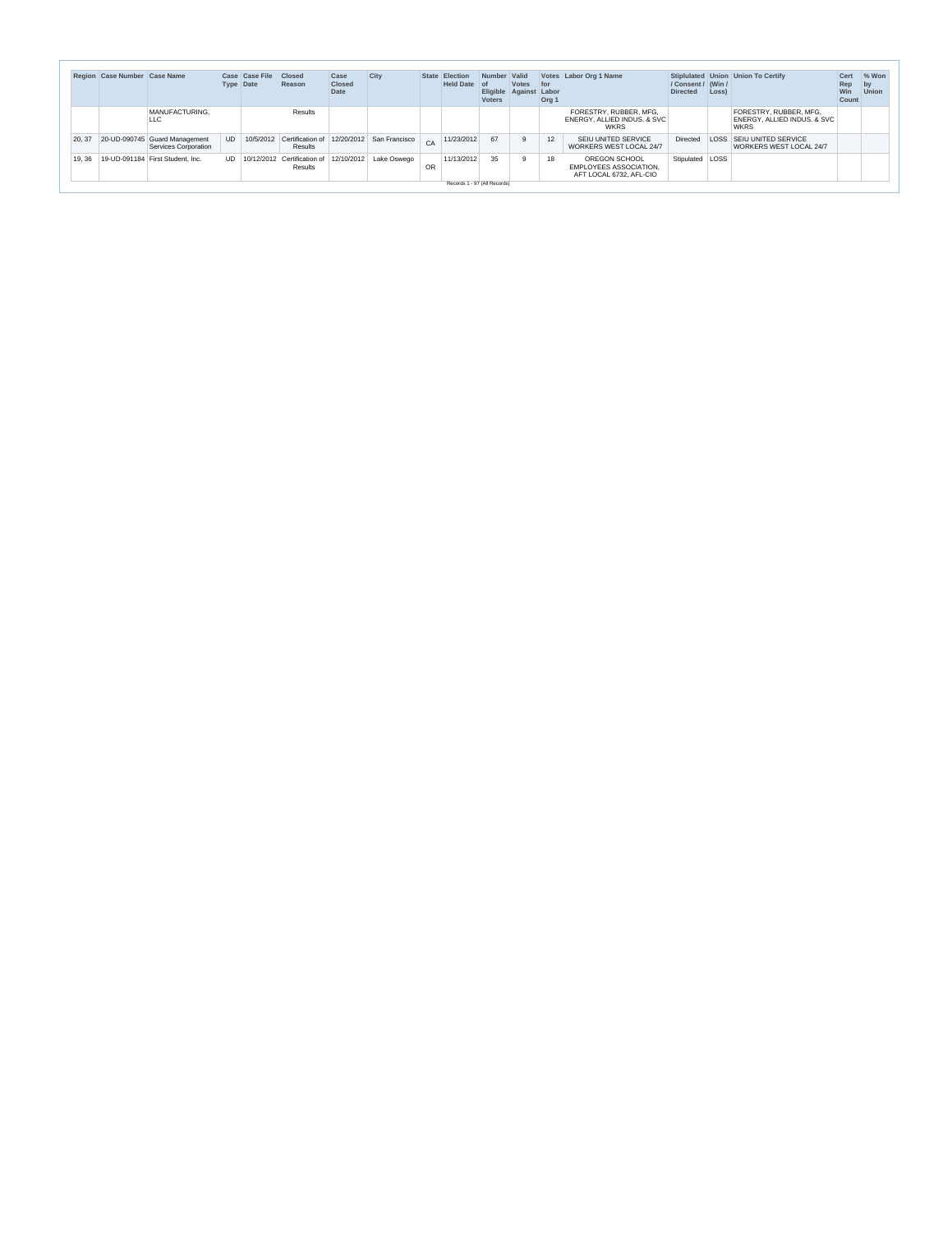| Region | Case Number | Case Name | Case Type | Case File Date | Closed Reason | Case Closed Date | City | State | Election Held Date | Number of Eligible Voters | Valid Votes Against | Votes for Labor Org 1 | Labor Org 1 Name | Stiplulated / Consent / Directed | Union (Win / Loss) | Union To Certify | Cert Rep Win Count | % Won by Union |
|---|---|---|---|---|---|---|---|---|---|---|---|---|---|---|---|---|---|---|
| | | MANUFACTURING, LLC | | | Results | | | | | | | | FORESTRY, RUBBER, MFG, ENERGY, ALLIED INDUS. & SVC WKRS | | | FORESTRY, RUBBER, MFG, ENERGY, ALLIED INDUS. & SVC WKRS | | |
| 20, 37 | 20-UD-090745 | Guard Management Services Corporation | UD | 10/5/2012 | Certification of Results | 12/20/2012 | San Francisco | CA | 11/23/2012 | 67 | 9 | 12 | SEIU UNITED SERVICE WORKERS WEST LOCAL 24/7 | Directed | LOSS | SEIU UNITED SERVICE WORKERS WEST LOCAL 24/7 | | |
| 19, 36 | 19-UD-091184 | First Student, Inc. | UD | 10/12/2012 | Certification of Results | 12/10/2012 | Lake Oswego | OR | 11/13/2012 | 35 | 9 | 18 | OREGON SCHOOL EMPLOYEES ASSOCIATION, AFT LOCAL 6732, AFL-CIO | Stipulated | LOSS | | | |

Records 1 - 97 (All Records)